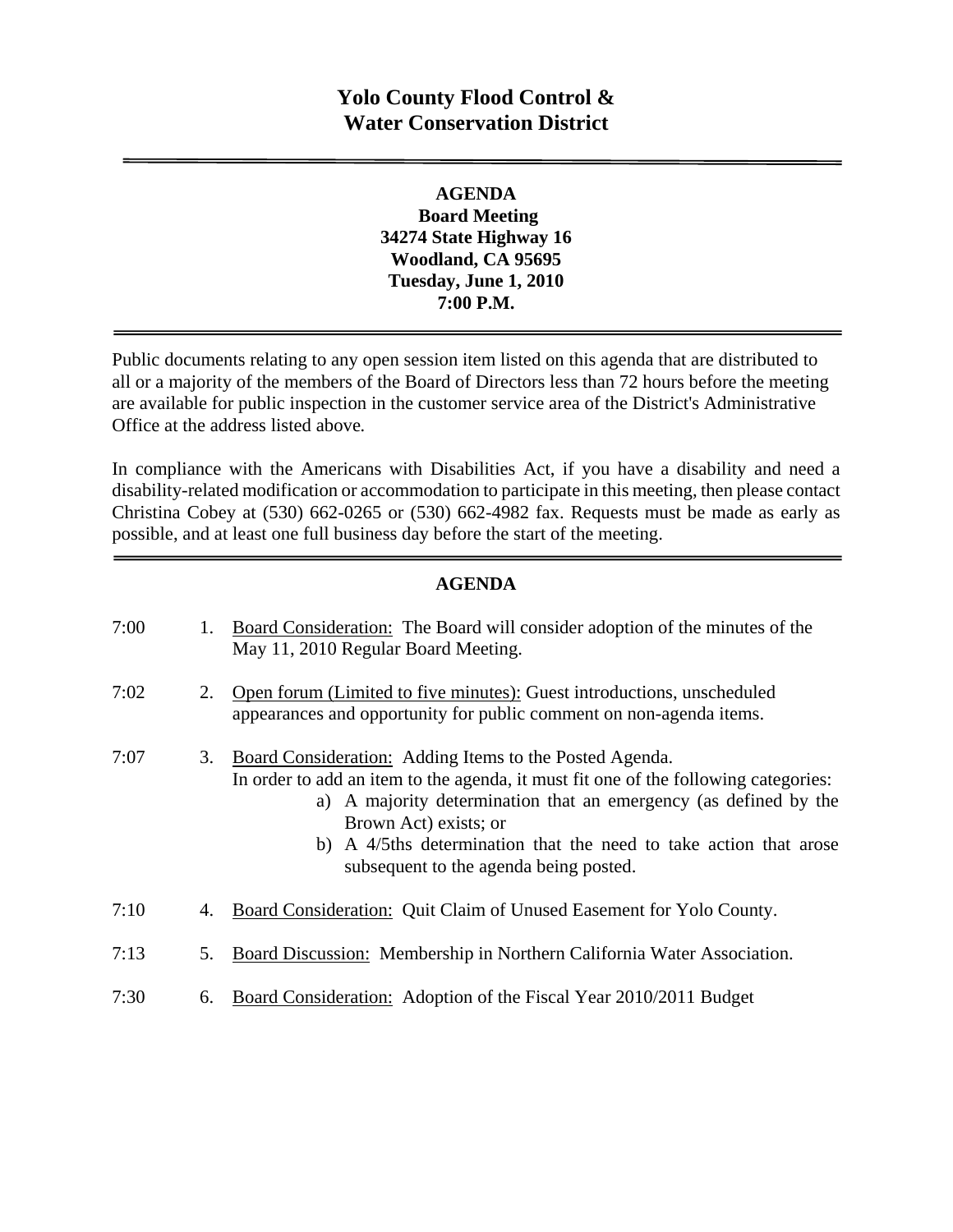# Yolo County Flood Control & Water Conservation District

---

**AGENDA**
**Board Meeting**
**34274 State Highway 16**
**Woodland, CA 95695**
**Tuesday, June 1, 2010**
**7:00 P.M.**

---

Public documents relating to any open session item listed on this agenda that are distributed to all or a majority of the members of the Board of Directors less than 72 hours before the meeting are available for public inspection in the customer service area of the District's Administrative Office at the address listed above.

In compliance with the Americans with Disabilities Act, if you have a disability and need a disability-related modification or accommodation to participate in this meeting, then please contact Christina Cobey at (530) 662-0265 or (530) 662-4982 fax. Requests must be made as early as possible, and at least one full business day before the start of the meeting.

---

## AGENDA

7:00 1. Board Consideration: The Board will consider adoption of the minutes of the May 11, 2010 Regular Board Meeting.

7:02 2. Open forum (Limited to five minutes): Guest introductions, unscheduled appearances and opportunity for public comment on non-agenda items.

7:07 3. Board Consideration: Adding Items to the Posted Agenda.
In order to add an item to the agenda, it must fit one of the following categories:
   a) A majority determination that an emergency (as defined by the Brown Act) exists; or
   b) A 4/5ths determination that the need to take action that arose subsequent to the agenda being posted.

7:10 4. Board Consideration: Quit Claim of Unused Easement for Yolo County.

7:13 5. Board Discussion: Membership in Northern California Water Association.

7:30 6. Board Consideration: Adoption of the Fiscal Year 2010/2011 Budget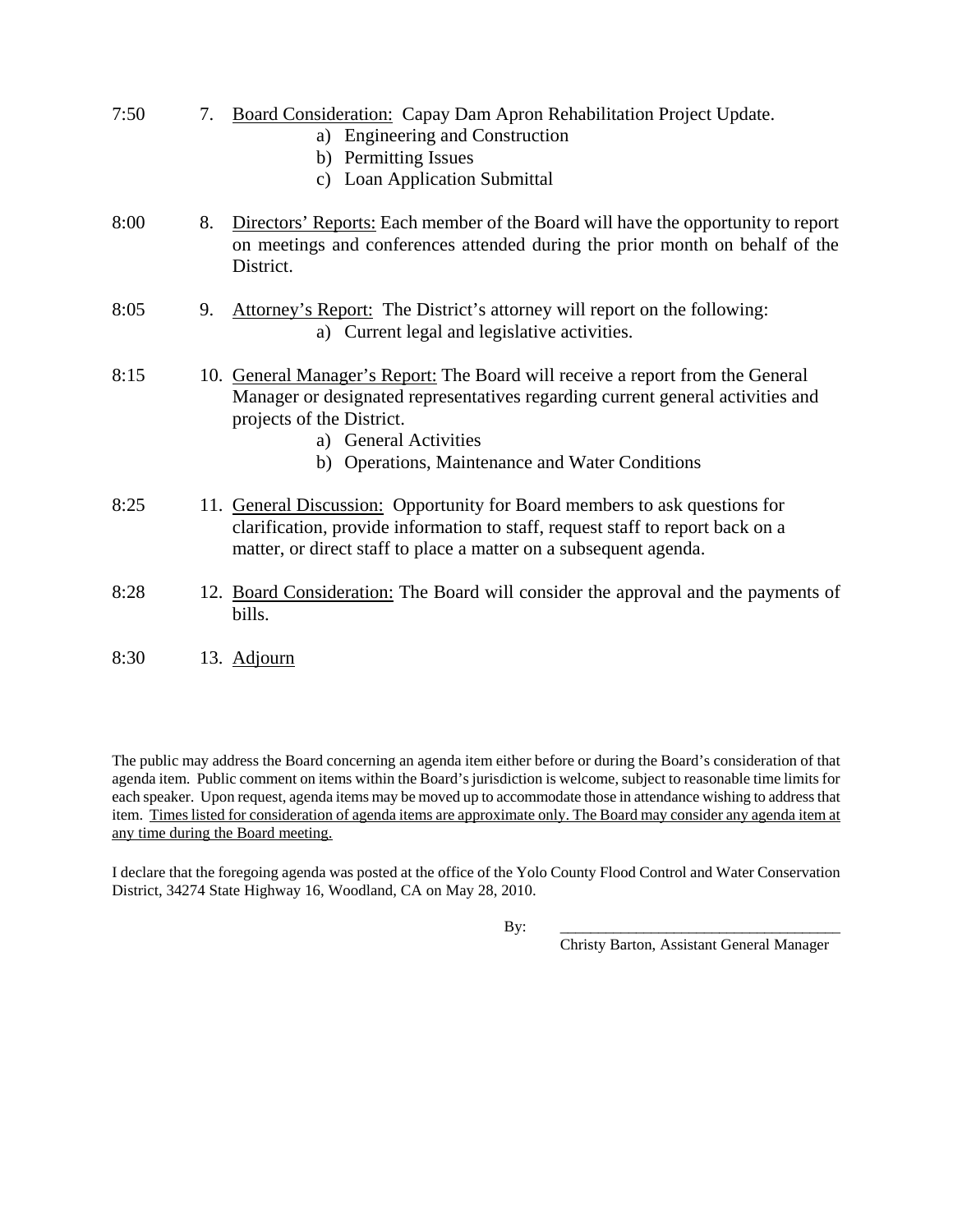7:50 7. <u>Board Consideration:</u> Capay Dam Apron Rehabilitation Project Update.

   a) Engineering and Construction
   b) Permitting Issues
   c) Loan Application Submittal

8:00 8. <u>Directors' Reports:</u> Each member of the Board will have the opportunity to report on meetings and conferences attended during the prior month on behalf of the District.

8:05 9. <u>Attorney's Report:</u> The District's attorney will report on the following:

   a) Current legal and legislative activities.

8:15 10. <u>General Manager's Report:</u> The Board will receive a report from the General Manager or designated representatives regarding current general activities and projects of the District.

   a) General Activities
   b) Operations, Maintenance and Water Conditions

8:25 11. <u>General Discussion:</u> Opportunity for Board members to ask questions for clarification, provide information to staff, request staff to report back on a matter, or direct staff to place a matter on a subsequent agenda.

8:28 12. <u>Board Consideration:</u> The Board will consider the approval and the payments of bills.

8:30 13. <u>Adjourn</u>

The public may address the Board concerning an agenda item either before or during the Board's consideration of that agenda item. Public comment on items within the Board's jurisdiction is welcome, subject to reasonable time limits for each speaker. Upon request, agenda items may be moved up to accommodate those in attendance wishing to address that item. <u>Times listed for consideration of agenda items are approximate only. The Board may consider any agenda item at any time during the Board meeting.</u>

I declare that the foregoing agenda was posted at the office of the Yolo County Flood Control and Water Conservation District, 34274 State Highway 16, Woodland, CA on May 28, 2010.

By: ____________________________________

Christy Barton, Assistant General Manager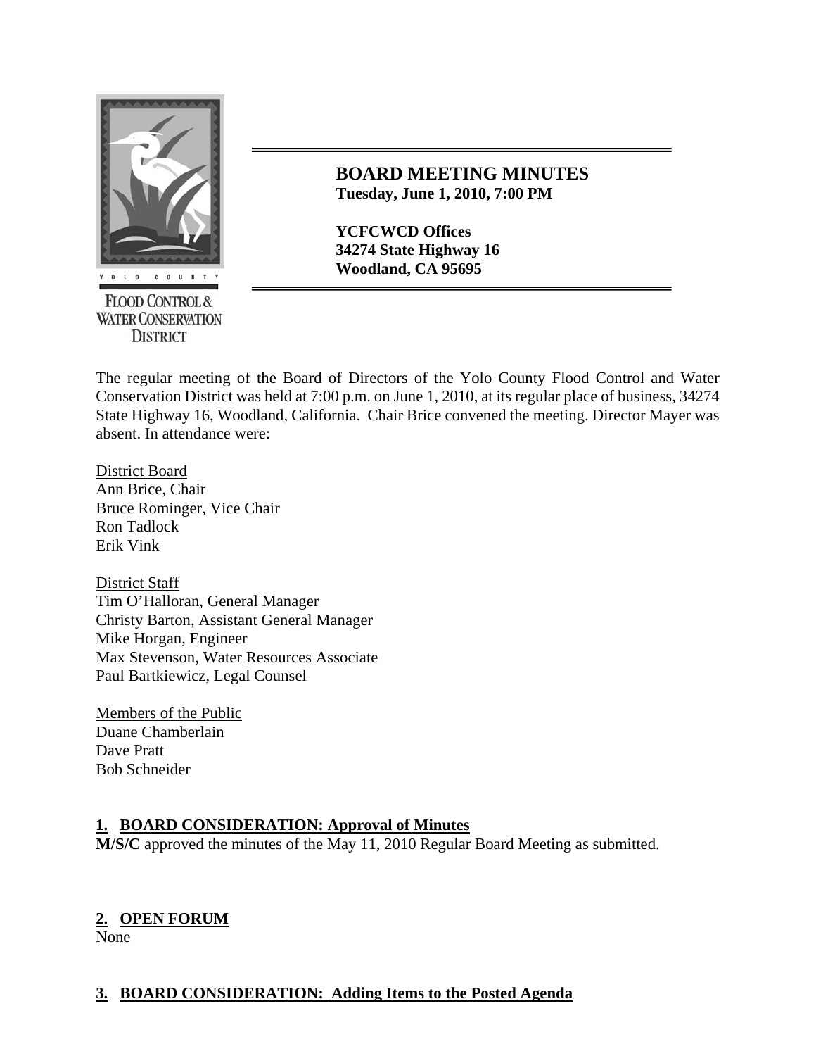**BOARD MEETING MINUTES**
**Tuesday, June 1, 2010, 7:00 PM**

**YCFCWCD Offices**
**34274 State Highway 16**
**Woodland, CA 95695**

The regular meeting of the Board of Directors of the Yolo County Flood Control and Water Conservation District was held at 7:00 p.m. on June 1, 2010, at its regular place of business, 34274 State Highway 16, Woodland, California. Chair Brice convened the meeting. Director Mayer was absent. In attendance were:

District Board
Ann Brice, Chair
Bruce Rominger, Vice Chair
Ron Tadlock
Erik Vink

District Staff
Tim O'Halloran, General Manager
Christy Barton, Assistant General Manager
Mike Horgan, Engineer
Max Stevenson, Water Resources Associate
Paul Bartkiewicz, Legal Counsel

Members of the Public
Duane Chamberlain
Dave Pratt
Bob Schneider

## 1. BOARD CONSIDERATION: Approval of Minutes

**M/S/C** approved the minutes of the May 11, 2010 Regular Board Meeting as submitted.

## 2. OPEN FORUM

None

## 3. BOARD CONSIDERATION: Adding Items to the Posted Agenda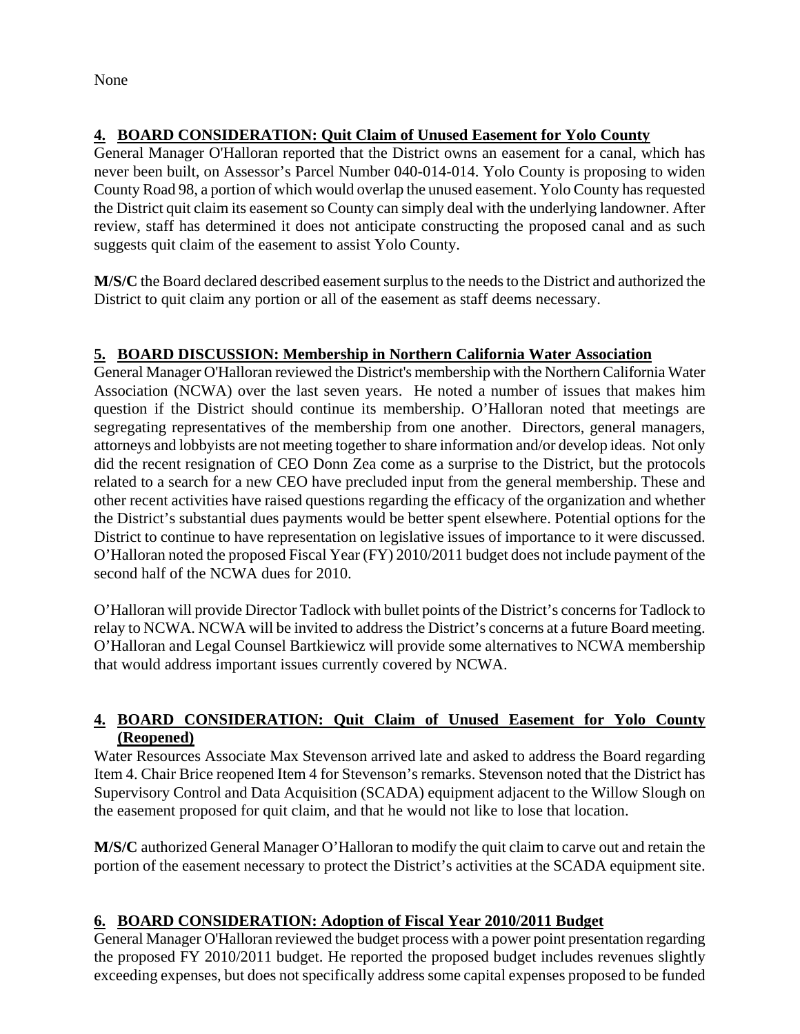None

## 4. BOARD CONSIDERATION: Quit Claim of Unused Easement for Yolo County

General Manager O'Halloran reported that the District owns an easement for a canal, which has never been built, on Assessor's Parcel Number 040-014-014. Yolo County is proposing to widen County Road 98, a portion of which would overlap the unused easement. Yolo County has requested the District quit claim its easement so County can simply deal with the underlying landowner. After review, staff has determined it does not anticipate constructing the proposed canal and as such suggests quit claim of the easement to assist Yolo County.

**M/S/C** the Board declared described easement surplus to the needs to the District and authorized the District to quit claim any portion or all of the easement as staff deems necessary.

## 5. BOARD DISCUSSION: Membership in Northern California Water Association

General Manager O'Halloran reviewed the District's membership with the Northern California Water Association (NCWA) over the last seven years. He noted a number of issues that makes him question if the District should continue its membership. O'Halloran noted that meetings are segregating representatives of the membership from one another. Directors, general managers, attorneys and lobbyists are not meeting together to share information and/or develop ideas. Not only did the recent resignation of CEO Donn Zea come as a surprise to the District, but the protocols related to a search for a new CEO have precluded input from the general membership. These and other recent activities have raised questions regarding the efficacy of the organization and whether the District's substantial dues payments would be better spent elsewhere. Potential options for the District to continue to have representation on legislative issues of importance to it were discussed. O'Halloran noted the proposed Fiscal Year (FY) 2010/2011 budget does not include payment of the second half of the NCWA dues for 2010.

O'Halloran will provide Director Tadlock with bullet points of the District's concerns for Tadlock to relay to NCWA. NCWA will be invited to address the District's concerns at a future Board meeting. O'Halloran and Legal Counsel Bartkiewicz will provide some alternatives to NCWA membership that would address important issues currently covered by NCWA.

## 4. BOARD CONSIDERATION: Quit Claim of Unused Easement for Yolo County (Reopened)

Water Resources Associate Max Stevenson arrived late and asked to address the Board regarding Item 4. Chair Brice reopened Item 4 for Stevenson's remarks. Stevenson noted that the District has Supervisory Control and Data Acquisition (SCADA) equipment adjacent to the Willow Slough on the easement proposed for quit claim, and that he would not like to lose that location.

**M/S/C** authorized General Manager O'Halloran to modify the quit claim to carve out and retain the portion of the easement necessary to protect the District's activities at the SCADA equipment site.

## 6. BOARD CONSIDERATION: Adoption of Fiscal Year 2010/2011 Budget

General Manager O'Halloran reviewed the budget process with a power point presentation regarding the proposed FY 2010/2011 budget. He reported the proposed budget includes revenues slightly exceeding expenses, but does not specifically address some capital expenses proposed to be funded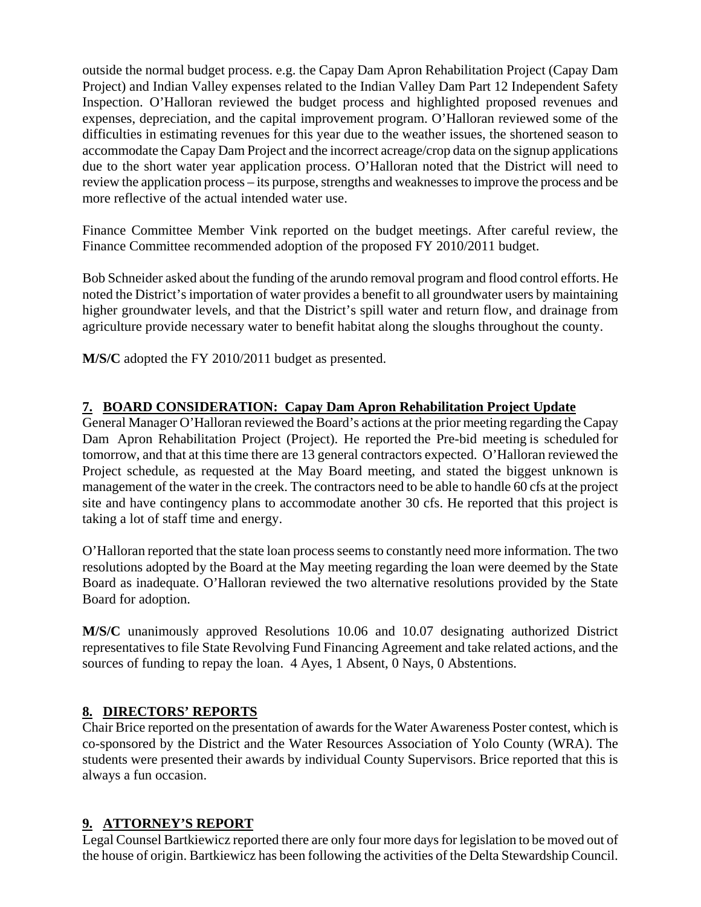outside the normal budget process. e.g. the Capay Dam Apron Rehabilitation Project (Capay Dam Project) and Indian Valley expenses related to the Indian Valley Dam Part 12 Independent Safety Inspection. O'Halloran reviewed the budget process and highlighted proposed revenues and expenses, depreciation, and the capital improvement program. O'Halloran reviewed some of the difficulties in estimating revenues for this year due to the weather issues, the shortened season to accommodate the Capay Dam Project and the incorrect acreage/crop data on the signup applications due to the short water year application process. O'Halloran noted that the District will need to review the application process – its purpose, strengths and weaknesses to improve the process and be more reflective of the actual intended water use.

Finance Committee Member Vink reported on the budget meetings. After careful review, the Finance Committee recommended adoption of the proposed FY 2010/2011 budget.

Bob Schneider asked about the funding of the arundo removal program and flood control efforts. He noted the District's importation of water provides a benefit to all groundwater users by maintaining higher groundwater levels, and that the District's spill water and return flow, and drainage from agriculture provide necessary water to benefit habitat along the sloughs throughout the county.

**M/S/C** adopted the FY 2010/2011 budget as presented.

## 7. BOARD CONSIDERATION: Capay Dam Apron Rehabilitation Project Update

General Manager O'Halloran reviewed the Board's actions at the prior meeting regarding the Capay Dam Apron Rehabilitation Project (Project). He reported the Pre-bid meeting is scheduled for tomorrow, and that at this time there are 13 general contractors expected. O'Halloran reviewed the Project schedule, as requested at the May Board meeting, and stated the biggest unknown is management of the water in the creek. The contractors need to be able to handle 60 cfs at the project site and have contingency plans to accommodate another 30 cfs. He reported that this project is taking a lot of staff time and energy.

O'Halloran reported that the state loan process seems to constantly need more information. The two resolutions adopted by the Board at the May meeting regarding the loan were deemed by the State Board as inadequate. O'Halloran reviewed the two alternative resolutions provided by the State Board for adoption.

**M/S/C** unanimously approved Resolutions 10.06 and 10.07 designating authorized District representatives to file State Revolving Fund Financing Agreement and take related actions, and the sources of funding to repay the loan. 4 Ayes, 1 Absent, 0 Nays, 0 Abstentions.

## 8. DIRECTORS' REPORTS

Chair Brice reported on the presentation of awards for the Water Awareness Poster contest, which is co-sponsored by the District and the Water Resources Association of Yolo County (WRA). The students were presented their awards by individual County Supervisors. Brice reported that this is always a fun occasion.

## 9. ATTORNEY'S REPORT

Legal Counsel Bartkiewicz reported there are only four more days for legislation to be moved out of the house of origin. Bartkiewicz has been following the activities of the Delta Stewardship Council.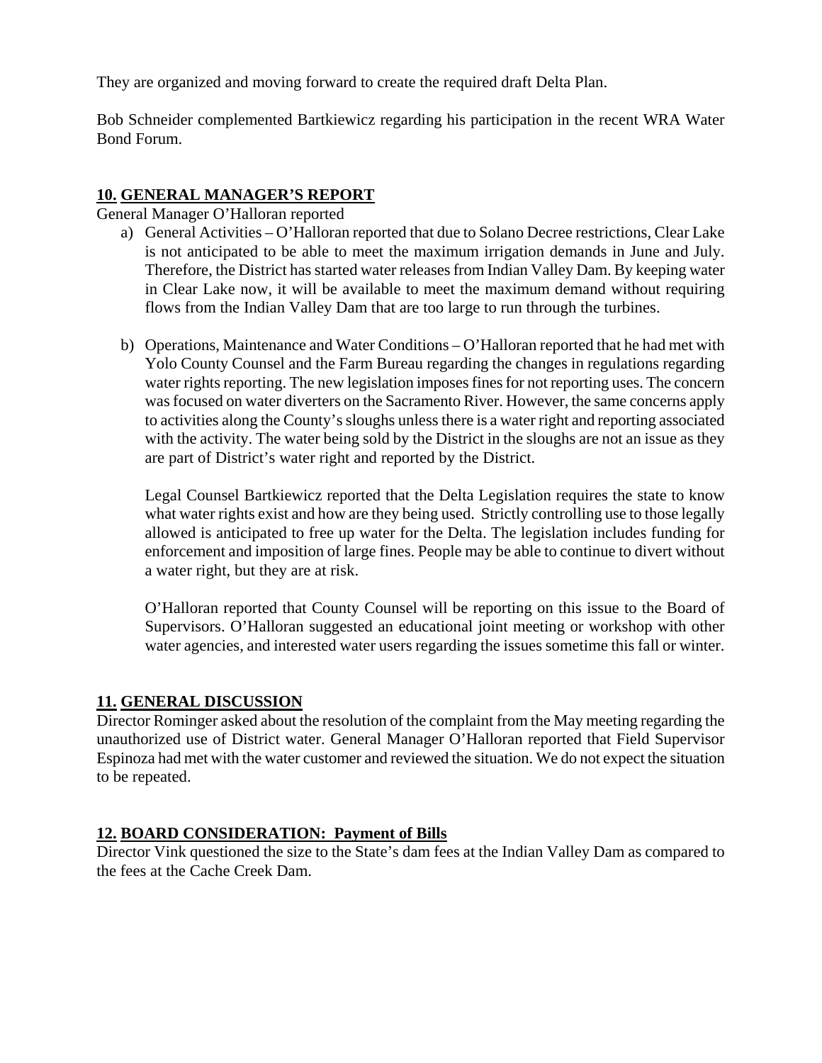They are organized and moving forward to create the required draft Delta Plan.

Bob Schneider complemented Bartkiewicz regarding his participation in the recent WRA Water Bond Forum.

## **10. GENERAL MANAGER'S REPORT**

General Manager O'Halloran reported

a) General Activities – O'Halloran reported that due to Solano Decree restrictions, Clear Lake is not anticipated to be able to meet the maximum irrigation demands in June and July. Therefore, the District has started water releases from Indian Valley Dam. By keeping water in Clear Lake now, it will be available to meet the maximum demand without requiring flows from the Indian Valley Dam that are too large to run through the turbines.

b) Operations, Maintenance and Water Conditions – O'Halloran reported that he had met with Yolo County Counsel and the Farm Bureau regarding the changes in regulations regarding water rights reporting. The new legislation imposes fines for not reporting uses. The concern was focused on water diverters on the Sacramento River. However, the same concerns apply to activities along the County's sloughs unless there is a water right and reporting associated with the activity. The water being sold by the District in the sloughs are not an issue as they are part of District's water right and reported by the District.

   Legal Counsel Bartkiewicz reported that the Delta Legislation requires the state to know what water rights exist and how are they being used. Strictly controlling use to those legally allowed is anticipated to free up water for the Delta. The legislation includes funding for enforcement and imposition of large fines. People may be able to continue to divert without a water right, but they are at risk.

   O'Halloran reported that County Counsel will be reporting on this issue to the Board of Supervisors. O'Halloran suggested an educational joint meeting or workshop with other water agencies, and interested water users regarding the issues sometime this fall or winter.

## **11. GENERAL DISCUSSION**

Director Rominger asked about the resolution of the complaint from the May meeting regarding the unauthorized use of District water. General Manager O'Halloran reported that Field Supervisor Espinoza had met with the water customer and reviewed the situation. We do not expect the situation to be repeated.

## **12. BOARD CONSIDERATION: Payment of Bills**

Director Vink questioned the size to the State's dam fees at the Indian Valley Dam as compared to the fees at the Cache Creek Dam.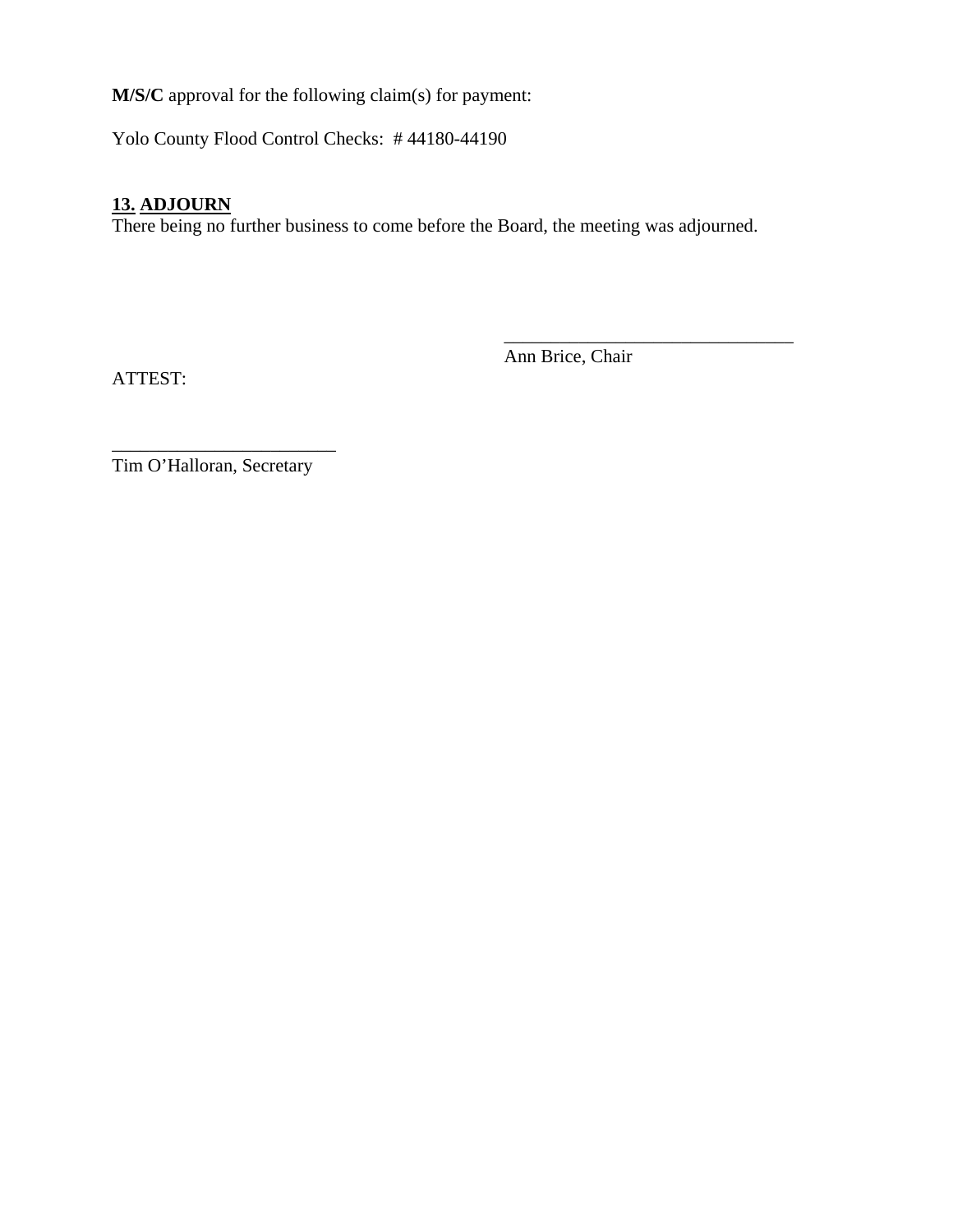**M/S/C** approval for the following claim(s) for payment:

Yolo County Flood Control Checks: # 44180-44190

**13. ADJOURN**

There being no further business to come before the Board, the meeting was adjourned.

\_\_\_\_\_\_\_\_\_\_\_\_\_\_\_\_\_\_\_\_\_\_\_\_\_\_\_\_\_\_\_\_

Ann Brice, Chair

ATTEST:

\_\_\_\_\_\_\_\_\_\_\_\_\_\_\_\_\_\_\_\_\_\_\_\_\_

Tim O'Halloran, Secretary